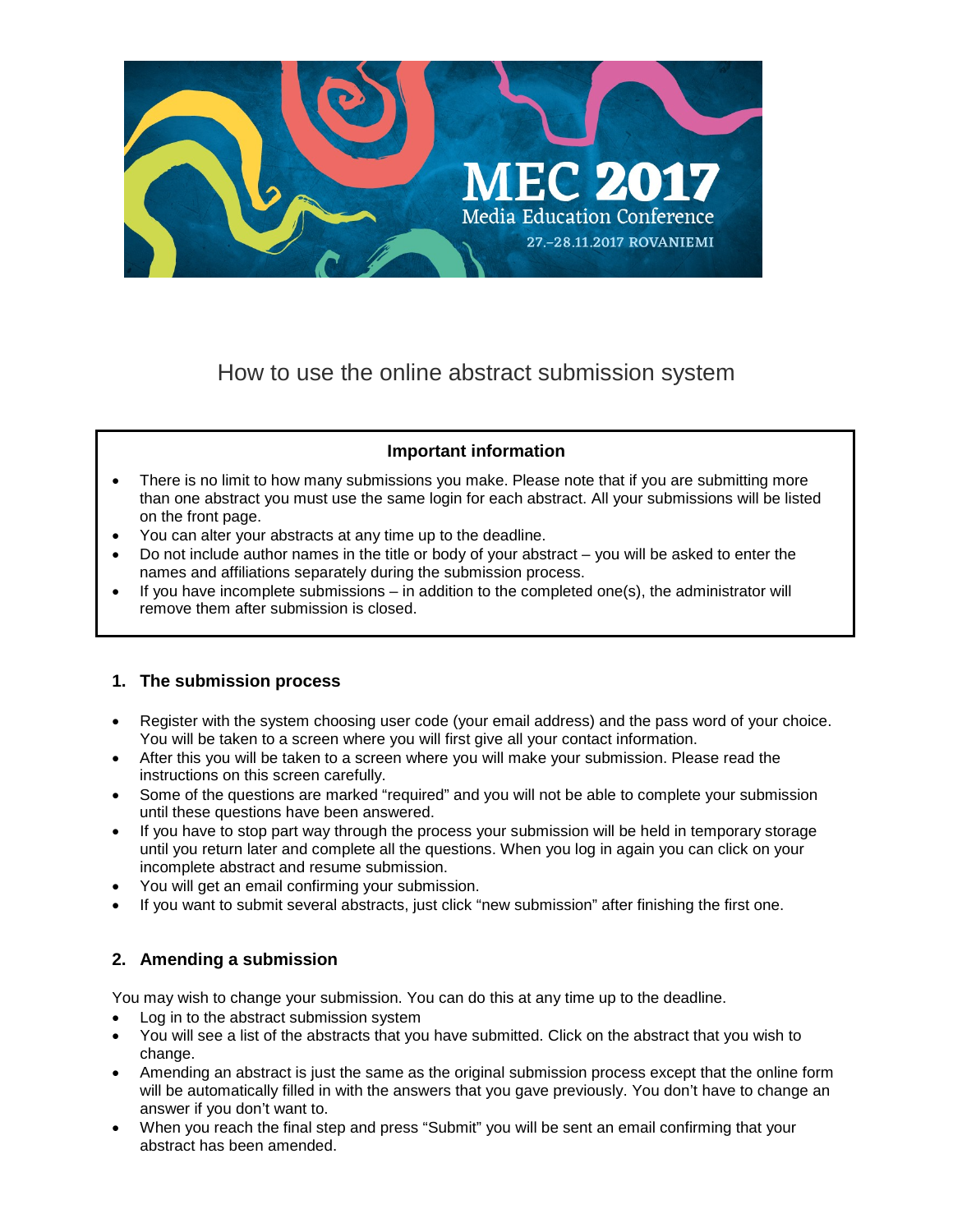MEC 2017
Media Education Conference
27.–28.11.2017 ROVANIEMI

# How to use the online abstract submission system

**Important information**

- There is no limit to how many submissions you make. Please note that if you are submitting more than one abstract you must use the same login for each abstract. All your submissions will be listed on the front page.
- You can alter your abstracts at any time up to the deadline.
- Do not include author names in the title or body of your abstract – you will be asked to enter the names and affiliations separately during the submission process.
- If you have incomplete submissions – in addition to the completed one(s), the administrator will remove them after submission is closed.

## 1. The submission process

- Register with the system choosing user code (your email address) and the pass word of your choice. You will be taken to a screen where you will first give all your contact information.
- After this you will be taken to a screen where you will make your submission. Please read the instructions on this screen carefully.
- Some of the questions are marked "required" and you will not be able to complete your submission until these questions have been answered.
- If you have to stop part way through the process your submission will be held in temporary storage until you return later and complete all the questions. When you log in again you can click on your incomplete abstract and resume submission.
- You will get an email confirming your submission.
- If you want to submit several abstracts, just click "new submission" after finishing the first one.

## 2. Amending a submission

You may wish to change your submission. You can do this at any time up to the deadline.

- Log in to the abstract submission system
- You will see a list of the abstracts that you have submitted. Click on the abstract that you wish to change.
- Amending an abstract is just the same as the original submission process except that the online form will be automatically filled in with the answers that you gave previously. You don't have to change an answer if you don't want to.
- When you reach the final step and press "Submit" you will be sent an email confirming that your abstract has been amended.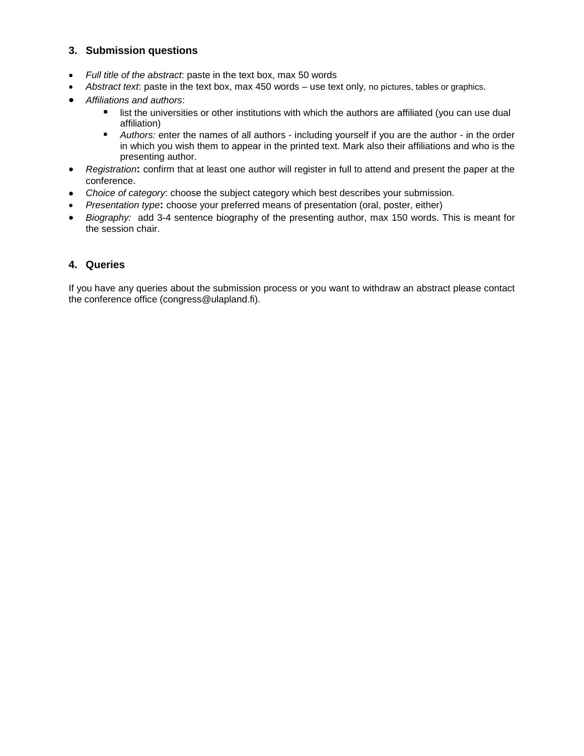## 3. Submission questions

- *Full title of the abstract*: paste in the text box, max 50 words
- *Abstract text*: paste in the text box, max 450 words – use text only, no pictures, tables or graphics.
- *Affiliations and authors*:
    - list the universities or other institutions with which the authors are affiliated (you can use dual affiliation)
    - *Authors:* enter the names of all authors - including yourself if you are the author - in the order in which you wish them to appear in the printed text. Mark also their affiliations and who is the presenting author.
- *Registration***:** confirm that at least one author will register in full to attend and present the paper at the conference.
- *Choice of category*: choose the subject category which best describes your submission.
- *Presentation type***:** choose your preferred means of presentation (oral, poster, either)
- *Biography:* add 3-4 sentence biography of the presenting author, max 150 words. This is meant for the session chair.

## 4. Queries

If you have any queries about the submission process or you want to withdraw an abstract please contact the conference office (congress@ulapland.fi).